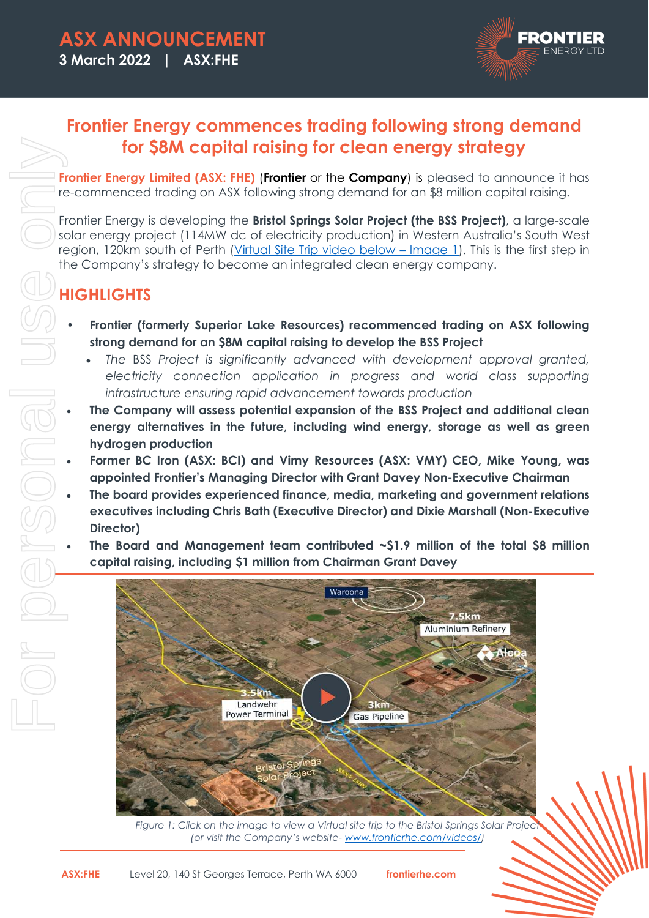# ASX ANNOUNCEMENT

**3 March 2022 | ASX:FHE**

## Frontier Energy commences trading following strong demand for $8M capital raising for clean energy strategy

**Frontier Energy Limited (ASX: FHE)** (**Frontier** or the **Company**) is pleased to announce it has re-commenced trading on ASX following strong demand for an $8 million capital raising.

Frontier Energy is developing the **Bristol Springs Solar Project (the BSS Project)**, a large-scale solar energy project (114MW dc of electricity production) in Western Australia's South West region, 120km south of Perth (Virtual Site Trip video below – Image 1). This is the first step in the Company's strategy to become an integrated clean energy company.

## HIGHLIGHTS

- **Frontier (formerly Superior Lake Resources) recommenced trading on ASX following strong demand for an $8M capital raising to develop the BSS Project**
  - *The BSS Project is significantly advanced with development approval granted, electricity connection application in progress and world class supporting infrastructure ensuring rapid advancement towards production*
- **The Company will assess potential expansion of the BSS Project and additional clean energy alternatives in the future, including wind energy, storage as well as green hydrogen production**
- **Former BC Iron (ASX: BCI) and Vimy Resources (ASX: VMY) CEO, Mike Young, was appointed Frontier's Managing Director with Grant Davey Non-Executive Chairman**
- **The board provides experienced finance, media, marketing and government relations executives including Chris Bath (Executive Director) and Dixie Marshall (Non-Executive Director)**
- **The Board and Management team contributed ~$1.9 million of the total $8 million capital raising, including $1 million from Chairman Grant Davey**

*Figure 1: Click on the image to view a Virtual site trip to the Bristol Springs Solar Project (or visit the Company's website- www.frontierhe.com/videos/)*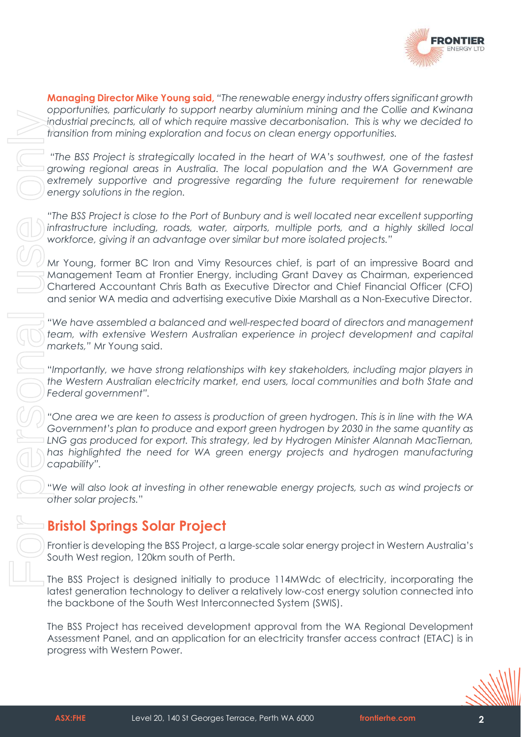**Managing Director Mike Young said,** *"The renewable energy industry offers significant growth opportunities, particularly to support nearby aluminium mining and the Collie and Kwinana industrial precincts, all of which require massive decarbonisation. This is why we decided to transition from mining exploration and focus on clean energy opportunities.*

*"The BSS Project is strategically located in the heart of WA's southwest, one of the fastest growing regional areas in Australia. The local population and the WA Government are extremely supportive and progressive regarding the future requirement for renewable energy solutions in the region.*

*"The BSS Project is close to the Port of Bunbury and is well located near excellent supporting infrastructure including, roads, water, airports, multiple ports, and a highly skilled local workforce, giving it an advantage over similar but more isolated projects."*

Mr Young, former BC Iron and Vimy Resources chief, is part of an impressive Board and Management Team at Frontier Energy, including Grant Davey as Chairman, experienced Chartered Accountant Chris Bath as Executive Director and Chief Financial Officer (CFO) and senior WA media and advertising executive Dixie Marshall as a Non-Executive Director.

*"We have assembled a balanced and well-respected board of directors and management team, with extensive Western Australian experience in project development and capital markets,"* Mr Young said.

"*Importantly, we have strong relationships with key stakeholders, including major players in the Western Australian electricity market, end users, local communities and both State and Federal government".*

*"One area we are keen to assess is production of green hydrogen. This is in line with the WA Government's plan to produce and export green hydrogen by 2030 in the same quantity as LNG gas produced for export. This strategy, led by Hydrogen Minister Alannah MacTiernan, has highlighted the need for WA green energy projects and hydrogen manufacturing capability".*

"*We will also look at investing in other renewable energy projects, such as wind projects or other solar projects.*"

## Bristol Springs Solar Project

Frontier is developing the BSS Project, a large-scale solar energy project in Western Australia's South West region, 120km south of Perth.

The BSS Project is designed initially to produce 114MWdc of electricity, incorporating the latest generation technology to deliver a relatively low-cost energy solution connected into the backbone of the South West Interconnected System (SWIS).

The BSS Project has received development approval from the WA Regional Development Assessment Panel, and an application for an electricity transfer access contract (ETAC) is in progress with Western Power.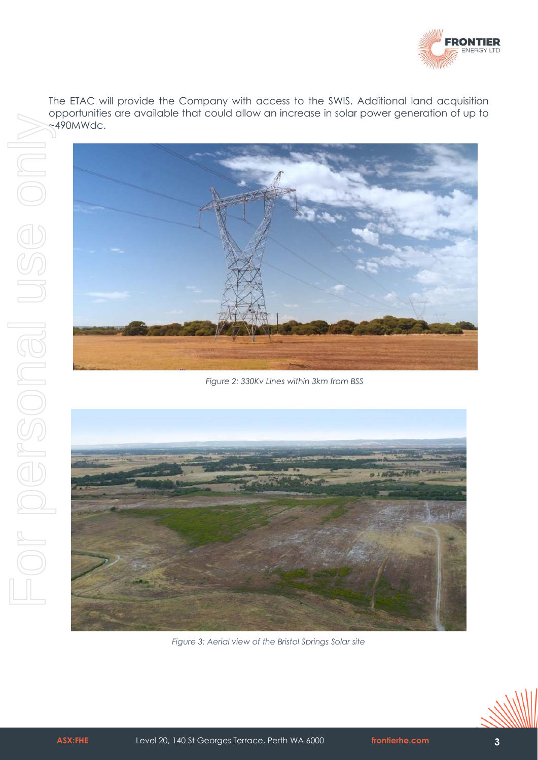The ETAC will provide the Company with access to the SWIS. Additional land acquisition opportunities are available that could allow an increase in solar power generation of up to ~490MWdc.

*Figure 2: 330Kv Lines within 3km from BSS*

*Figure 3: Aerial view of the Bristol Springs Solar site*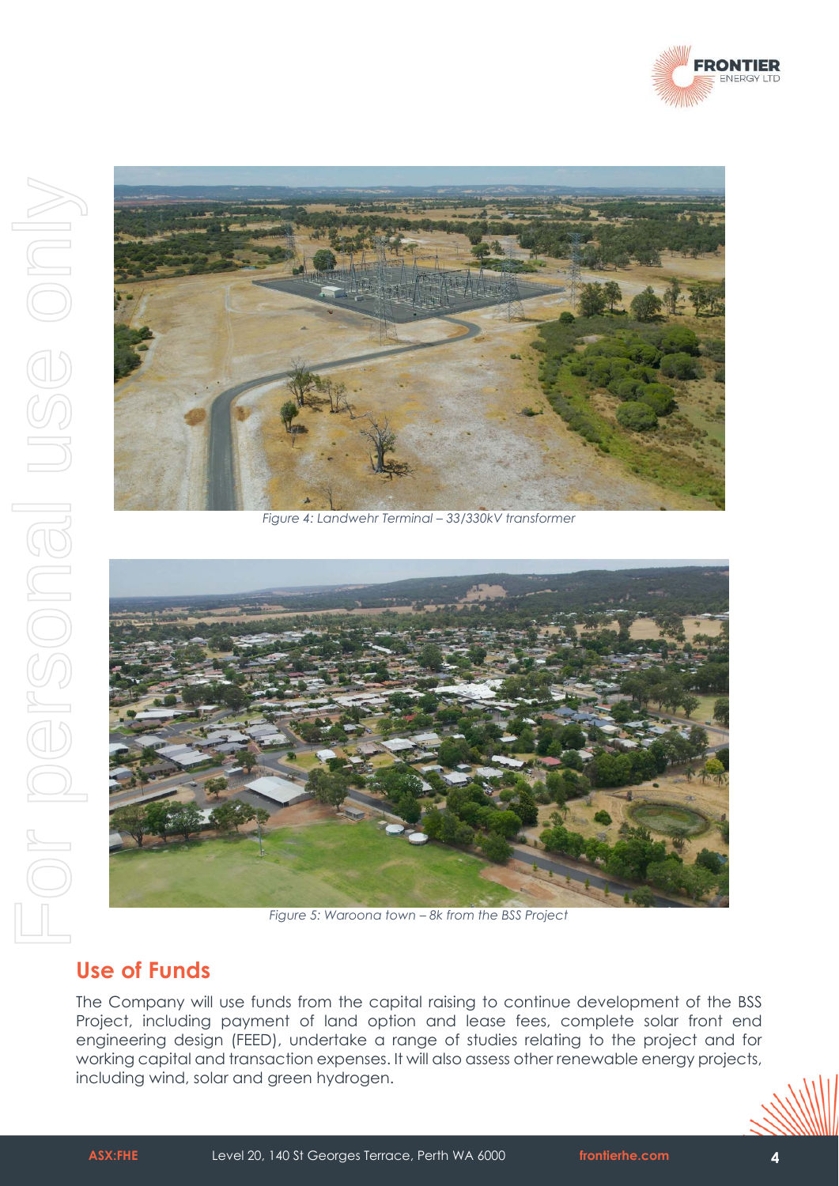Figure 4: Landwehr Terminal – 33/330kV transformer

Figure 5: Waroona town – 8k from the BSS Project

## Use of Funds

The Company will use funds from the capital raising to continue development of the BSS Project, including payment of land option and lease fees, complete solar front end engineering design (FEED), undertake a range of studies relating to the project and for working capital and transaction expenses. It will also assess other renewable energy projects, including wind, solar and green hydrogen.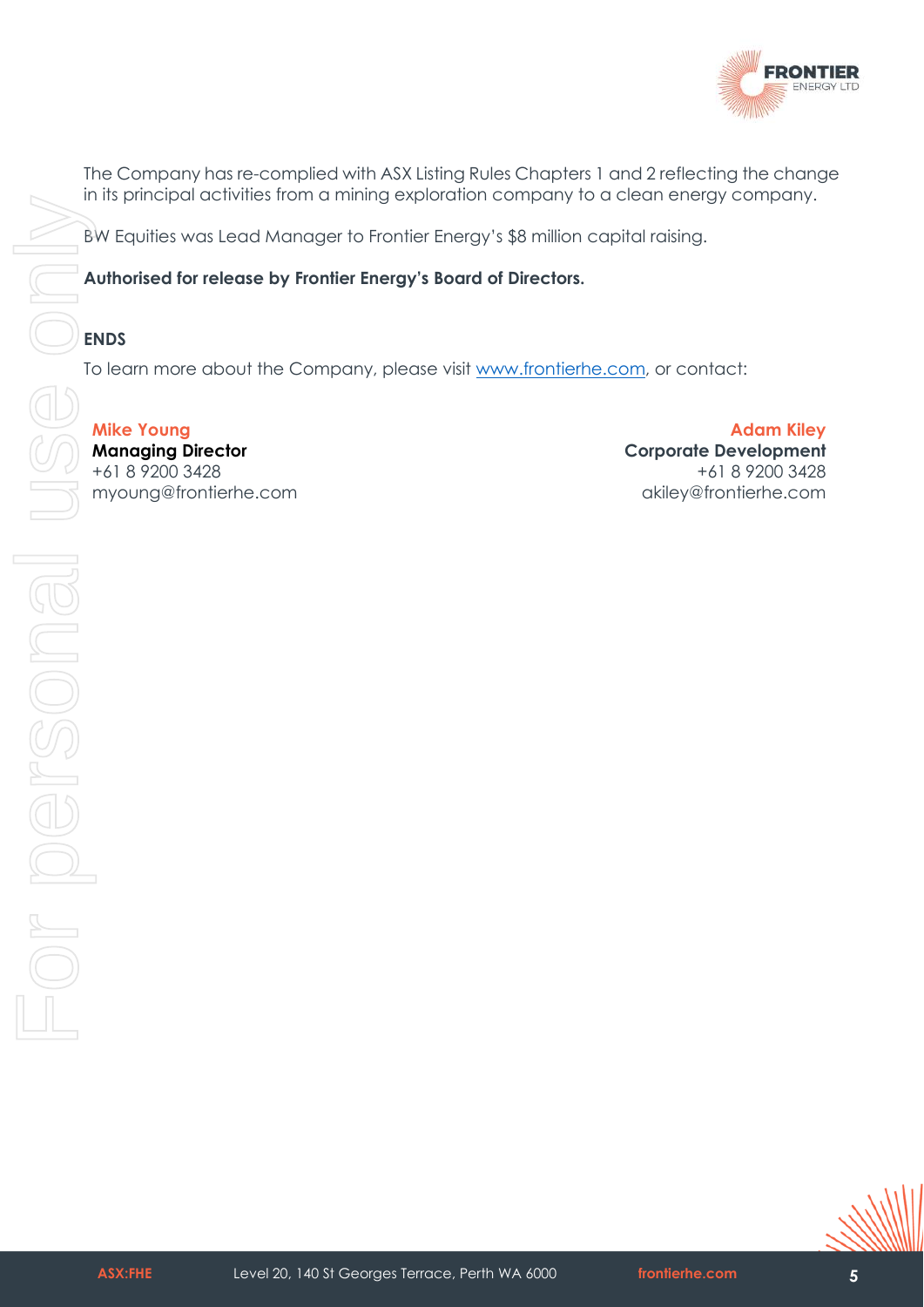The Company has re-complied with ASX Listing Rules Chapters 1 and 2 reflecting the change in its principal activities from a mining exploration company to a clean energy company.

BW Equities was Lead Manager to Frontier Energy's $8 million capital raising.

**Authorised for release by Frontier Energy's Board of Directors.**

**ENDS**

To learn more about the Company, please visit [www.frontierhe.com](http://www.frontierhe.com), or contact:

**Mike Young**
**Managing Director**
+61 8 9200 3428
myoung@frontierhe.com

**Adam Kiley**
**Corporate Development**
+61 8 9200 3428
akiley@frontierhe.com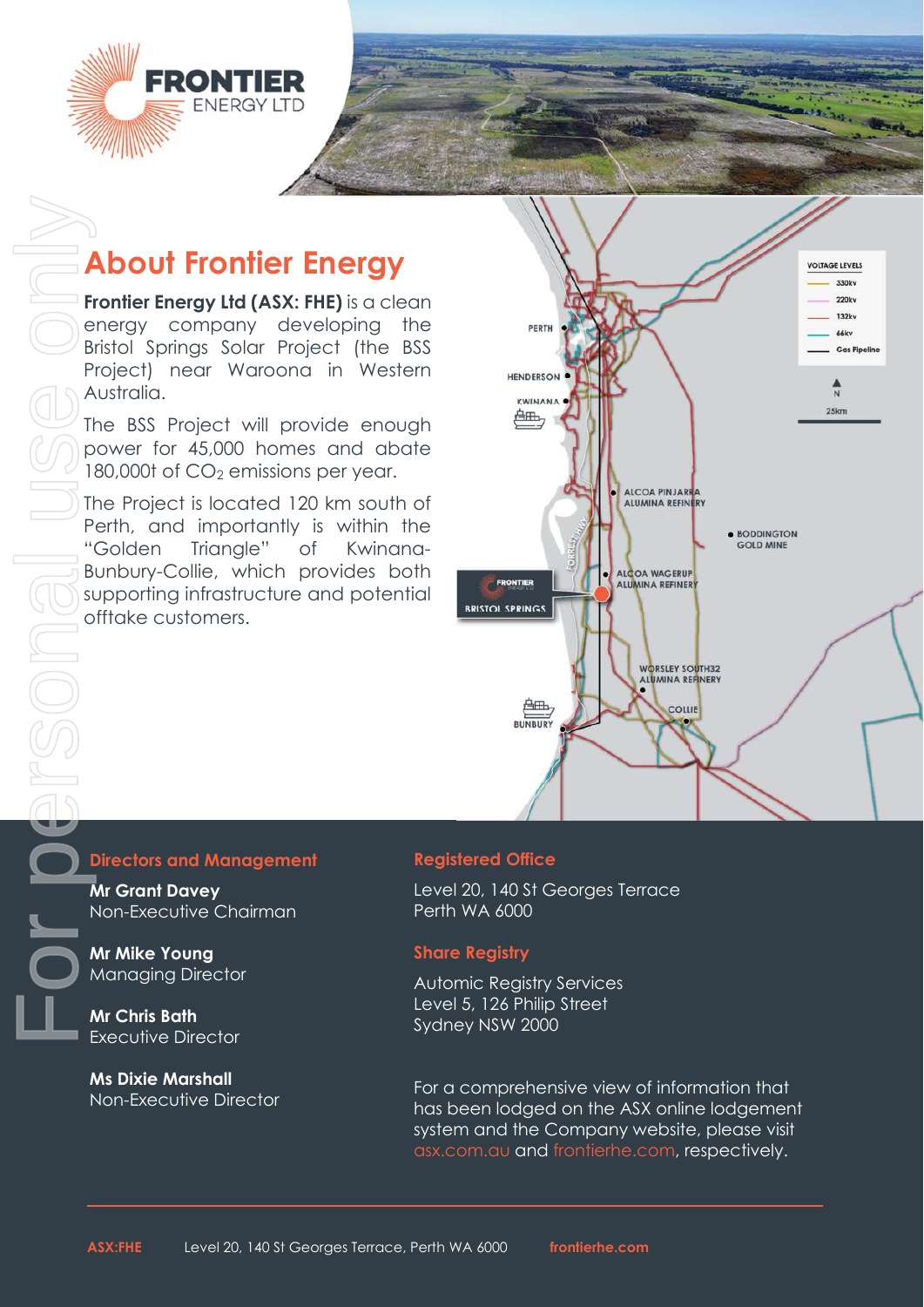FRONTIER ENERGY LTD

## About Frontier Energy

**Frontier Energy Ltd (ASX: FHE)** is a clean energy company developing the Bristol Springs Solar Project (the BSS Project) near Waroona in Western Australia.

The BSS Project will provide enough power for 45,000 homes and abate 180,000t of $CO_2$ emissions per year.

The Project is located 120 km south of Perth, and importantly is within the "Golden Triangle" of Kwinana-Bunbury-Collie, which provides both supporting infrastructure and potential offtake customers.

VOLTAGE LEVELS
330kv
220kv
132kv
66kv
Gas Pipeline
N
25km
PERTH
HENDERSON
KWINANA
ALCOA PINJARRA ALUMINA REFINERY
BODDINGTON GOLD MINE
FORREST HWY
FRONTIER BRISTOL SPRINGS
ALCOA WAGERUP ALUMINA REFINERY
WORSLEY SOUTH32 ALUMINA REFINERY
COLLIE
BUNBURY

### Directors and Management

**Mr Grant Davey**
Non-Executive Chairman

**Mr Mike Young**
Managing Director

**Mr Chris Bath**
Executive Director

**Ms Dixie Marshall**
Non-Executive Director

### Registered Office

Level 20, 140 St Georges Terrace
Perth WA 6000

### Share Registry

Automic Registry Services
Level 5, 126 Philip Street
Sydney NSW 2000

For a comprehensive view of information that has been lodged on the ASX online lodgement system and the Company website, please visit asx.com.au and frontierhe.com, respectively.